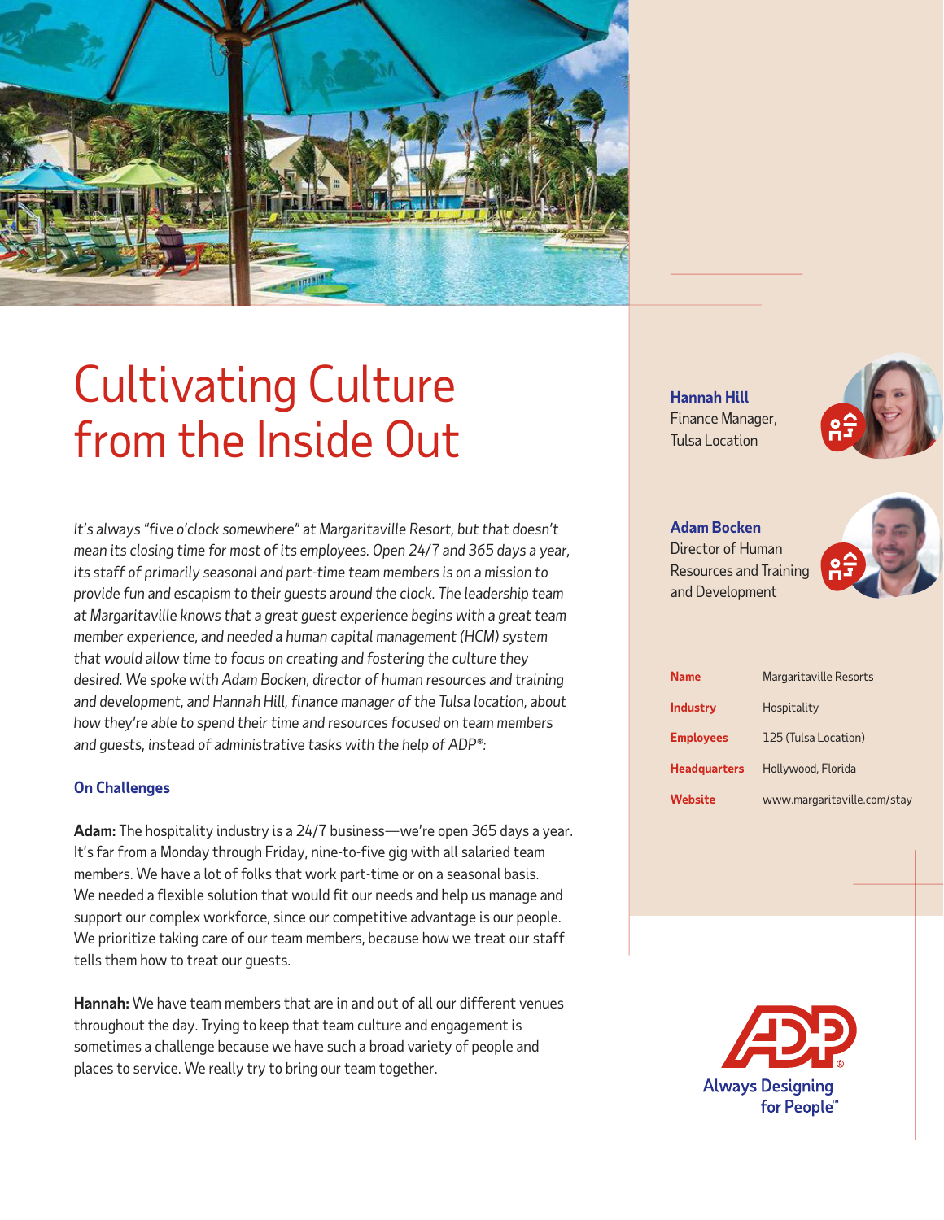# Cultivating Culture from the Inside Out

*It's always "five o'clock somewhere" at Margaritaville Resort, but that doesn't mean its closing time for most of its employees. Open 24/7 and 365 days a year, its staff of primarily seasonal and part-time team members is on a mission to provide fun and escapism to their guests around the clock. The leadership team at Margaritaville knows that a great guest experience begins with a great team member experience, and needed a human capital management (HCM) system that would allow time to focus on creating and fostering the culture they desired. We spoke with Adam Bocken, director of human resources and training and development, and Hannah Hill, finance manager of the Tulsa location, about how they're able to spend their time and resources focused on team members and guests, instead of administrative tasks with the help of ADP®:*

**Hannah Hill**
Finance Manager,
Tulsa Location

**Adam Bocken**
Director of Human Resources and Training and Development

| | |
|---|---|
| **Name** | Margaritaville Resorts |
| **Industry** | Hospitality |
| **Employees** | 125 (Tulsa Location) |
| **Headquarters** | Hollywood, Florida |
| **Website** | www.margaritaville.com/stay |

### On Challenges

**Adam:** The hospitality industry is a 24/7 business—we're open 365 days a year. It's far from a Monday through Friday, nine-to-five gig with all salaried team members. We have a lot of folks that work part-time or on a seasonal basis. We needed a flexible solution that would fit our needs and help us manage and support our complex workforce, since our competitive advantage is our people. We prioritize taking care of our team members, because how we treat our staff tells them how to treat our guests.

**Hannah:** We have team members that are in and out of all our different venues throughout the day. Trying to keep that team culture and engagement is sometimes a challenge because we have such a broad variety of people and places to service. We really try to bring our team together.

ADP® Always Designing for People™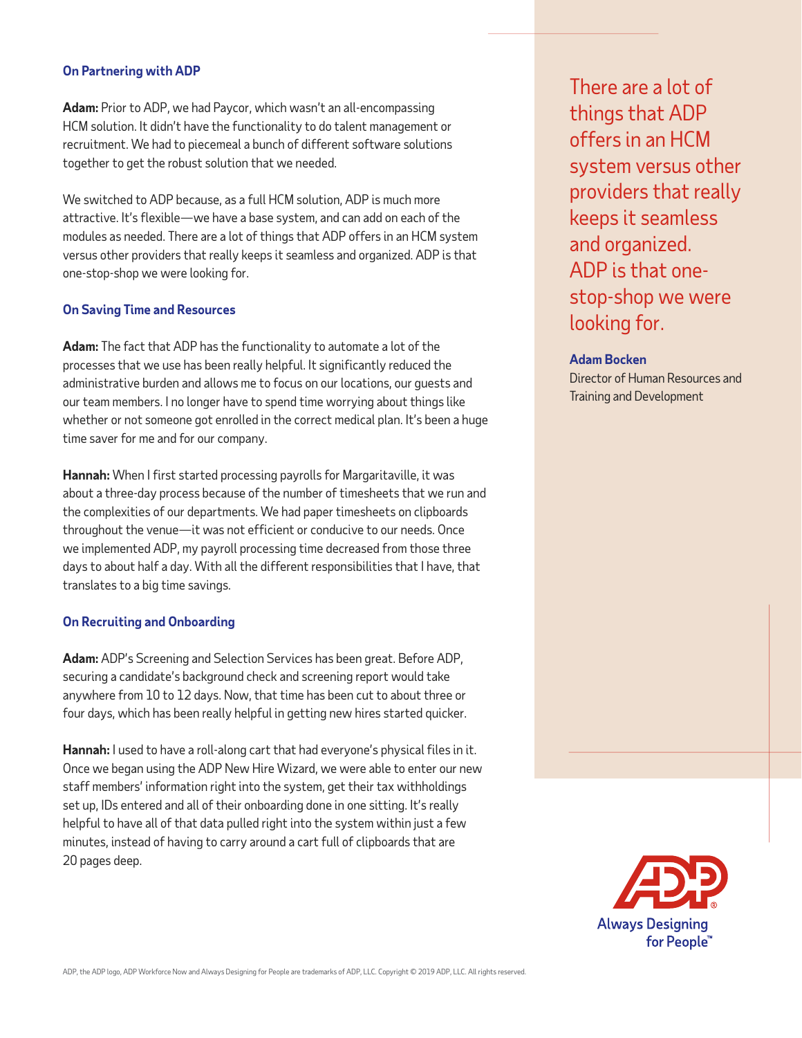### On Partnering with ADP

**Adam:** Prior to ADP, we had Paycor, which wasn't an all-encompassing HCM solution. It didn't have the functionality to do talent management or recruitment. We had to piecemeal a bunch of different software solutions together to get the robust solution that we needed.

We switched to ADP because, as a full HCM solution, ADP is much more attractive. It's flexible—we have a base system, and can add on each of the modules as needed. There are a lot of things that ADP offers in an HCM system versus other providers that really keeps it seamless and organized. ADP is that one-stop-shop we were looking for.

### On Saving Time and Resources

**Adam:** The fact that ADP has the functionality to automate a lot of the processes that we use has been really helpful. It significantly reduced the administrative burden and allows me to focus on our locations, our guests and our team members. I no longer have to spend time worrying about things like whether or not someone got enrolled in the correct medical plan. It's been a huge time saver for me and for our company.

**Hannah:** When I first started processing payrolls for Margaritaville, it was about a three-day process because of the number of timesheets that we run and the complexities of our departments. We had paper timesheets on clipboards throughout the venue—it was not efficient or conducive to our needs. Once we implemented ADP, my payroll processing time decreased from those three days to about half a day. With all the different responsibilities that I have, that translates to a big time savings.

### On Recruiting and Onboarding

**Adam:** ADP's Screening and Selection Services has been great. Before ADP, securing a candidate's background check and screening report would take anywhere from 10 to 12 days. Now, that time has been cut to about three or four days, which has been really helpful in getting new hires started quicker.

**Hannah:** I used to have a roll-along cart that had everyone's physical files in it. Once we began using the ADP New Hire Wizard, we were able to enter our new staff members' information right into the system, get their tax withholdings set up, IDs entered and all of their onboarding done in one sitting. It's really helpful to have all of that data pulled right into the system within just a few minutes, instead of having to carry around a cart full of clipboards that are 20 pages deep.

> There are a lot of things that ADP offers in an HCM system versus other providers that really keeps it seamless and organized. ADP is that one-stop-shop we were looking for.
>
> **Adam Bocken**
> Director of Human Resources and Training and Development

ADP Always Designing for People™

ADP, the ADP logo, ADP Workforce Now and Always Designing for People are trademarks of ADP, LLC. Copyright © 2019 ADP, LLC. All rights reserved.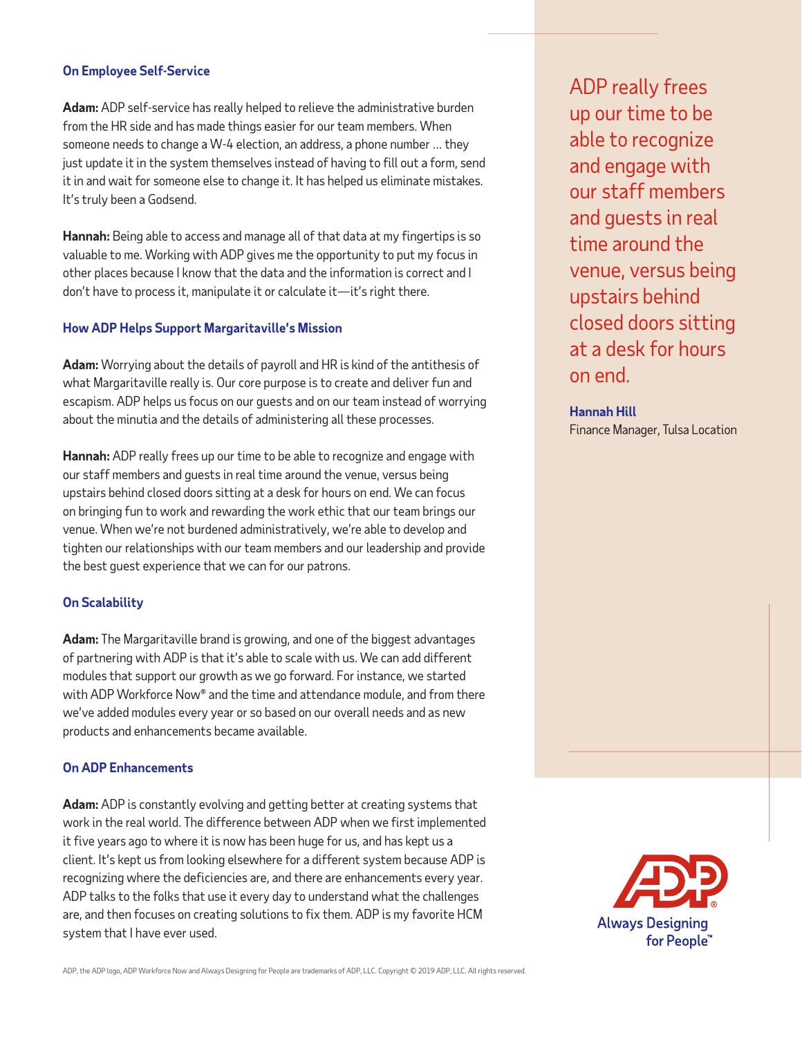### On Employee Self-Service

**Adam:** ADP self-service has really helped to relieve the administrative burden from the HR side and has made things easier for our team members. When someone needs to change a W-4 election, an address, a phone number … they just update it in the system themselves instead of having to fill out a form, send it in and wait for someone else to change it. It has helped us eliminate mistakes. It's truly been a Godsend.

**Hannah:** Being able to access and manage all of that data at my fingertips is so valuable to me. Working with ADP gives me the opportunity to put my focus in other places because I know that the data and the information is correct and I don't have to process it, manipulate it or calculate it—it's right there.

### How ADP Helps Support Margaritaville's Mission

**Adam:** Worrying about the details of payroll and HR is kind of the antithesis of what Margaritaville really is. Our core purpose is to create and deliver fun and escapism. ADP helps us focus on our guests and on our team instead of worrying about the minutia and the details of administering all these processes.

**Hannah:** ADP really frees up our time to be able to recognize and engage with our staff members and guests in real time around the venue, versus being upstairs behind closed doors sitting at a desk for hours on end. We can focus on bringing fun to work and rewarding the work ethic that our team brings our venue. When we're not burdened administratively, we're able to develop and tighten our relationships with our team members and our leadership and provide the best guest experience that we can for our patrons.

### On Scalability

**Adam:** The Margaritaville brand is growing, and one of the biggest advantages of partnering with ADP is that it's able to scale with us. We can add different modules that support our growth as we go forward. For instance, we started with ADP Workforce Now® and the time and attendance module, and from there we've added modules every year or so based on our overall needs and as new products and enhancements became available.

### On ADP Enhancements

**Adam:** ADP is constantly evolving and getting better at creating systems that work in the real world. The difference between ADP when we first implemented it five years ago to where it is now has been huge for us, and has kept us a client. It's kept us from looking elsewhere for a different system because ADP is recognizing where the deficiencies are, and there are enhancements every year. ADP talks to the folks that use it every day to understand what the challenges are, and then focuses on creating solutions to fix them. ADP is my favorite HCM system that I have ever used.

> ADP really frees up our time to be able to recognize and engage with our staff members and guests in real time around the venue, versus being upstairs behind closed doors sitting at a desk for hours on end.
>
> **Hannah Hill**
> Finance Manager, Tulsa Location

ADP®

Always Designing for People™

ADP, the ADP logo, ADP Workforce Now and Always Designing for People are trademarks of ADP, LLC. Copyright © 2019 ADP, LLC. All rights reserved.